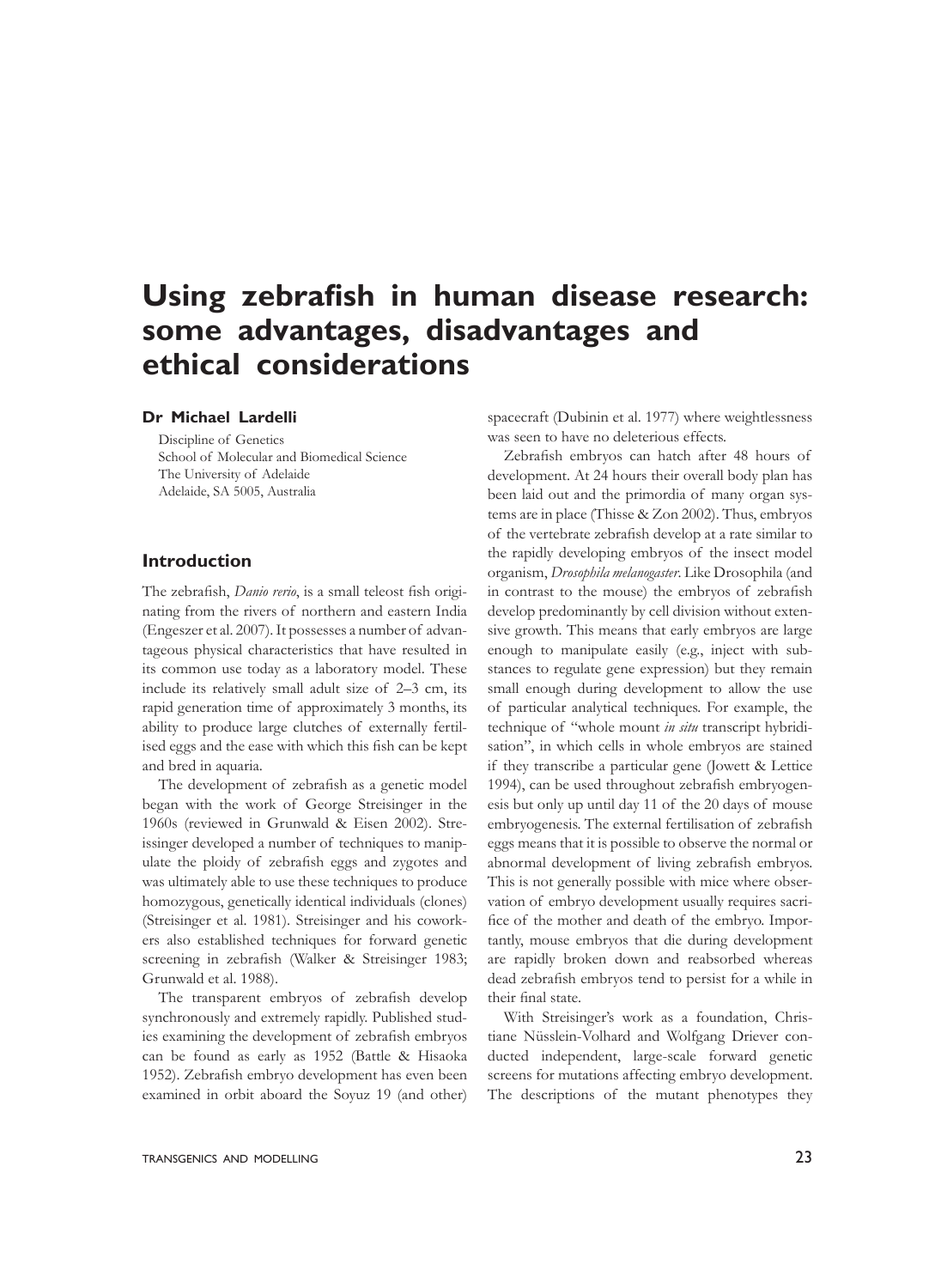# Using zebrafish in human disease research: some advantages, disadvantages and ethical considerations

**Dr Michael Lardelli**

Discipline of Genetics
School of Molecular and Biomedical Science
The University of Adelaide
Adelaide, SA 5005, Australia

## Introduction

The zebrafish, *Danio rerio*, is a small teleost fish originating from the rivers of northern and eastern India (Engeszer et al. 2007). It possesses a number of advantageous physical characteristics that have resulted in its common use today as a laboratory model. These include its relatively small adult size of 2–3 cm, its rapid generation time of approximately 3 months, its ability to produce large clutches of externally fertilised eggs and the ease with which this fish can be kept and bred in aquaria.

The development of zebrafish as a genetic model began with the work of George Streisinger in the 1960s (reviewed in Grunwald & Eisen 2002). Streisinger developed a number of techniques to manipulate the ploidy of zebrafish eggs and zygotes and was ultimately able to use these techniques to produce homozygous, genetically identical individuals (clones) (Streisinger et al. 1981). Streisinger and his coworkers also established techniques for forward genetic screening in zebrafish (Walker & Streisinger 1983; Grunwald et al. 1988).

The transparent embryos of zebrafish develop synchronously and extremely rapidly. Published studies examining the development of zebrafish embryos can be found as early as 1952 (Battle & Hisaoka 1952). Zebrafish embryo development has even been examined in orbit aboard the Soyuz 19 (and other) spacecraft (Dubinin et al. 1977) where weightlessness was seen to have no deleterious effects.

Zebrafish embryos can hatch after 48 hours of development. At 24 hours their overall body plan has been laid out and the primordia of many organ systems are in place (Thisse & Zon 2002). Thus, embryos of the vertebrate zebrafish develop at a rate similar to the rapidly developing embryos of the insect model organism, *Drosophila melanogaster*. Like Drosophila (and in contrast to the mouse) the embryos of zebrafish develop predominantly by cell division without extensive growth. This means that early embryos are large enough to manipulate easily (e.g., inject with substances to regulate gene expression) but they remain small enough during development to allow the use of particular analytical techniques. For example, the technique of "whole mount *in situ* transcript hybridisation", in which cells in whole embryos are stained if they transcribe a particular gene (Jowett & Lettice 1994), can be used throughout zebrafish embryogenesis but only up until day 11 of the 20 days of mouse embryogenesis. The external fertilisation of zebrafish eggs means that it is possible to observe the normal or abnormal development of living zebrafish embryos. This is not generally possible with mice where observation of embryo development usually requires sacrifice of the mother and death of the embryo. Importantly, mouse embryos that die during development are rapidly broken down and reabsorbed whereas dead zebrafish embryos tend to persist for a while in their final state.

With Streisinger's work as a foundation, Christiane Nüsslein-Volhard and Wolfgang Driever conducted independent, large-scale forward genetic screens for mutations affecting embryo development. The descriptions of the mutant phenotypes they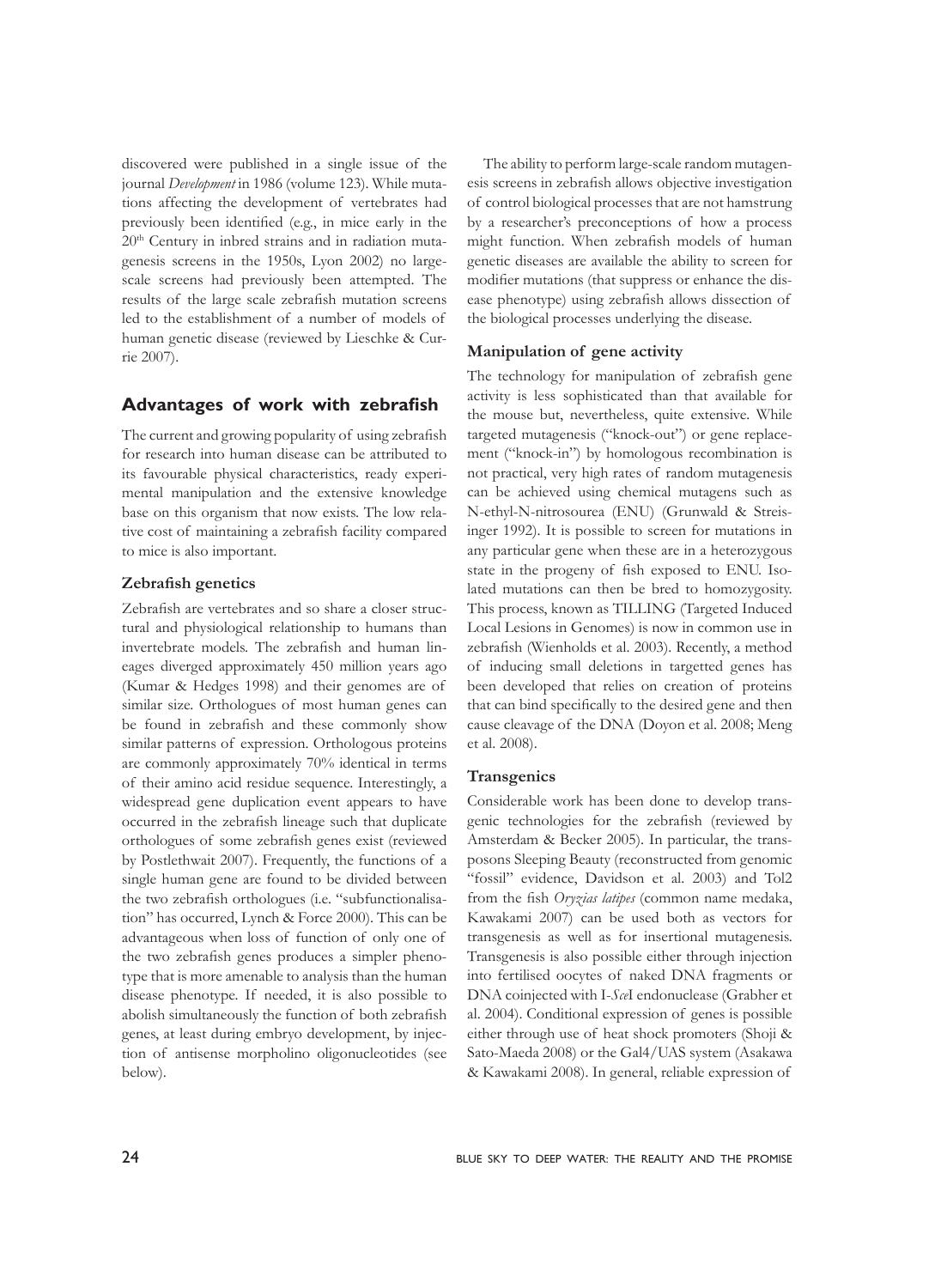discovered were published in a single issue of the journal *Development* in 1986 (volume 123). While mutations affecting the development of vertebrates had previously been identified (e.g., in mice early in the 20th Century in inbred strains and in radiation mutagenesis screens in the 1950s, Lyon 2002) no large-scale screens had previously been attempted. The results of the large scale zebrafish mutation screens led to the establishment of a number of models of human genetic disease (reviewed by Lieschke & Currie 2007).

## Advantages of work with zebrafish

The current and growing popularity of using zebrafish for research into human disease can be attributed to its favourable physical characteristics, ready experimental manipulation and the extensive knowledge base on this organism that now exists. The low relative cost of maintaining a zebrafish facility compared to mice is also important.

### Zebrafish genetics

Zebrafish are vertebrates and so share a closer structural and physiological relationship to humans than invertebrate models. The zebrafish and human lineages diverged approximately 450 million years ago (Kumar & Hedges 1998) and their genomes are of similar size. Orthologues of most human genes can be found in zebrafish and these commonly show similar patterns of expression. Orthologous proteins are commonly approximately 70% identical in terms of their amino acid residue sequence. Interestingly, a widespread gene duplication event appears to have occurred in the zebrafish lineage such that duplicate orthologues of some zebrafish genes exist (reviewed by Postlethwait 2007). Frequently, the functions of a single human gene are found to be divided between the two zebrafish orthologues (i.e. "subfunctionalisation" has occurred, Lynch & Force 2000). This can be advantageous when loss of function of only one of the two zebrafish genes produces a simpler phenotype that is more amenable to analysis than the human disease phenotype. If needed, it is also possible to abolish simultaneously the function of both zebrafish genes, at least during embryo development, by injection of antisense morpholino oligonucleotides (see below).

The ability to perform large-scale random mutagenesis screens in zebrafish allows objective investigation of control biological processes that are not hamstrung by a researcher's preconceptions of how a process might function. When zebrafish models of human genetic diseases are available the ability to screen for modifier mutations (that suppress or enhance the disease phenotype) using zebrafish allows dissection of the biological processes underlying the disease.

### Manipulation of gene activity

The technology for manipulation of zebrafish gene activity is less sophisticated than that available for the mouse but, nevertheless, quite extensive. While targeted mutagenesis ("knock-out") or gene replacement ("knock-in") by homologous recombination is not practical, very high rates of random mutagenesis can be achieved using chemical mutagens such as N-ethyl-N-nitrosourea (ENU) (Grunwald & Streisinger 1992). It is possible to screen for mutations in any particular gene when these are in a heterozygous state in the progeny of fish exposed to ENU. Isolated mutations can then be bred to homozygosity. This process, known as TILLING (Targeted Induced Local Lesions in Genomes) is now in common use in zebrafish (Wienholds et al. 2003). Recently, a method of inducing small deletions in targetted genes has been developed that relies on creation of proteins that can bind specifically to the desired gene and then cause cleavage of the DNA (Doyon et al. 2008; Meng et al. 2008).

### Transgenics

Considerable work has been done to develop transgenic technologies for the zebrafish (reviewed by Amsterdam & Becker 2005). In particular, the transposons Sleeping Beauty (reconstructed from genomic "fossil" evidence, Davidson et al. 2003) and Tol2 from the fish *Oryzias latipes* (common name medaka, Kawakami 2007) can be used both as vectors for transgenesis as well as for insertional mutagenesis. Transgenesis is also possible either through injection into fertilised oocytes of naked DNA fragments or DNA coinjected with I-*Sce*I endonuclease (Grabher et al. 2004). Conditional expression of genes is possible either through use of heat shock promoters (Shoji & Sato-Maeda 2008) or the Gal4/UAS system (Asakawa & Kawakami 2008). In general, reliable expression of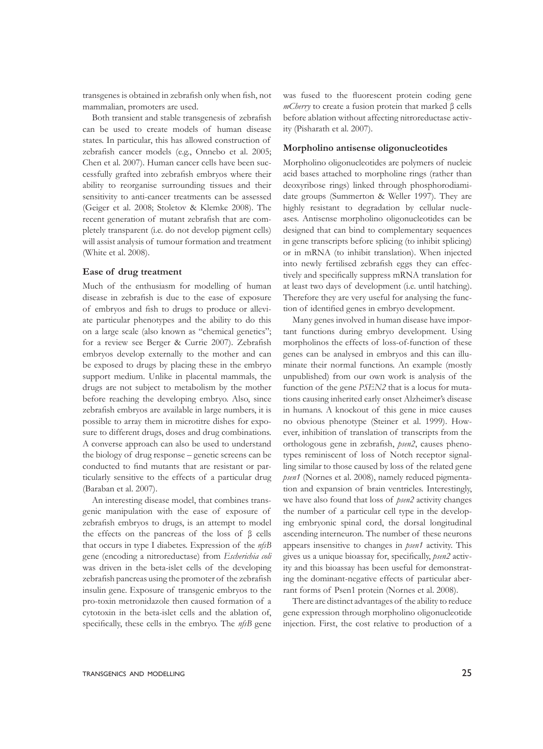transgenes is obtained in zebrafish only when fish, not mammalian, promoters are used.

Both transient and stable transgenesis of zebrafish can be used to create models of human disease states. In particular, this has allowed construction of zebrafish cancer models (e.g., Onnebo et al. 2005; Chen et al. 2007). Human cancer cells have been successfully grafted into zebrafish embryos where their ability to reorganise surrounding tissues and their sensitivity to anti-cancer treatments can be assessed (Geiger et al. 2008; Stoletov & Klemke 2008). The recent generation of mutant zebrafish that are completely transparent (i.e. do not develop pigment cells) will assist analysis of tumour formation and treatment (White et al. 2008).

### Ease of drug treatment

Much of the enthusiasm for modelling of human disease in zebrafish is due to the ease of exposure of embryos and fish to drugs to produce or alleviate particular phenotypes and the ability to do this on a large scale (also known as "chemical genetics"; for a review see Berger & Currie 2007). Zebrafish embryos develop externally to the mother and can be exposed to drugs by placing these in the embryo support medium. Unlike in placental mammals, the drugs are not subject to metabolism by the mother before reaching the developing embryo. Also, since zebrafish embryos are available in large numbers, it is possible to array them in microtitre dishes for exposure to different drugs, doses and drug combinations. A converse approach can also be used to understand the biology of drug response – genetic screens can be conducted to find mutants that are resistant or particularly sensitive to the effects of a particular drug (Baraban et al. 2007).

An interesting disease model, that combines transgenic manipulation with the ease of exposure of zebrafish embryos to drugs, is an attempt to model the effects on the pancreas of the loss of β cells that occurs in type I diabetes. Expression of the *nfsB* gene (encoding a nitroreductase) from *Escherichia coli* was driven in the beta-islet cells of the developing zebrafish pancreas using the promoter of the zebrafish insulin gene. Exposure of transgenic embryos to the pro-toxin metronidazole then caused formation of a cytotoxin in the beta-islet cells and the ablation of, specifically, these cells in the embryo. The *nfsB* gene was fused to the fluorescent protein coding gene *mCherry* to create a fusion protein that marked β cells before ablation without affecting nitroreductase activity (Pisharath et al. 2007).

### Morpholino antisense oligonucleotides

Morpholino oligonucleotides are polymers of nucleic acid bases attached to morpholine rings (rather than deoxyribose rings) linked through phosphorodiamidate groups (Summerton & Weller 1997). They are highly resistant to degradation by cellular nucleases. Antisense morpholino oligonucleotides can be designed that can bind to complementary sequences in gene transcripts before splicing (to inhibit splicing) or in mRNA (to inhibit translation). When injected into newly fertilised zebrafish eggs they can effectively and specifically suppress mRNA translation for at least two days of development (i.e. until hatching). Therefore they are very useful for analysing the function of identified genes in embryo development.

Many genes involved in human disease have important functions during embryo development. Using morpholinos the effects of loss-of-function of these genes can be analysed in embryos and this can illuminate their normal functions. An example (mostly unpublished) from our own work is analysis of the function of the gene *PSEN2* that is a locus for mutations causing inherited early onset Alzheimer's disease in humans. A knockout of this gene in mice causes no obvious phenotype (Steiner et al. 1999). However, inhibition of translation of transcripts from the orthologous gene in zebrafish, *psen2*, causes phenotypes reminiscent of loss of Notch receptor signalling similar to those caused by loss of the related gene *psen1* (Nornes et al. 2008), namely reduced pigmentation and expansion of brain ventricles. Interestingly, we have also found that loss of *psen2* activity changes the number of a particular cell type in the developing embryonic spinal cord, the dorsal longitudinal ascending interneuron. The number of these neurons appears insensitive to changes in *psen1* activity. This gives us a unique bioassay for, specifically, *psen2* activity and this bioassay has been useful for demonstrating the dominant-negative effects of particular aberrant forms of Psen1 protein (Nornes et al. 2008).

There are distinct advantages of the ability to reduce gene expression through morpholino oligonucleotide injection. First, the cost relative to production of a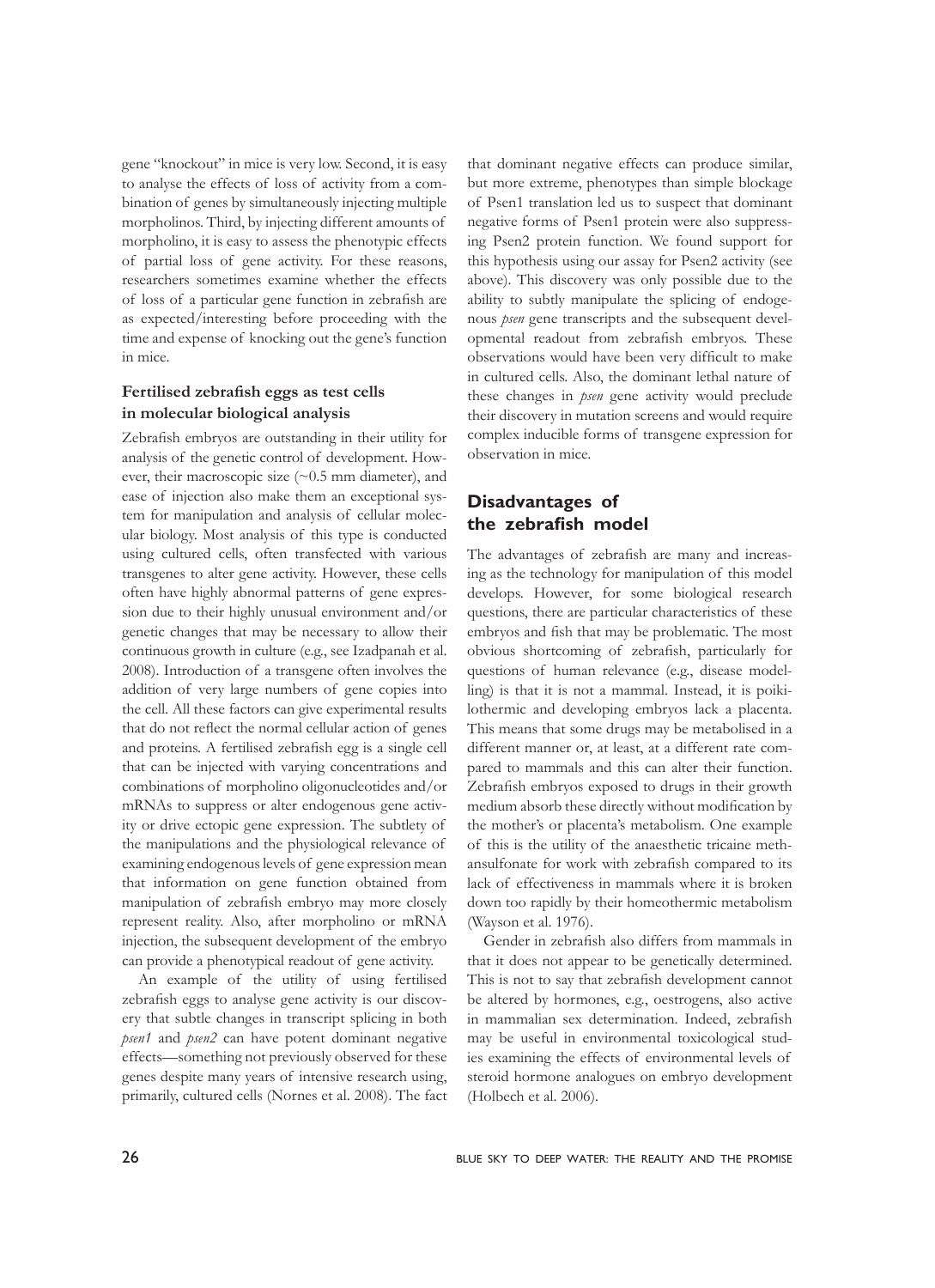gene "knockout" in mice is very low. Second, it is easy to analyse the effects of loss of activity from a combination of genes by simultaneously injecting multiple morpholinos. Third, by injecting different amounts of morpholino, it is easy to assess the phenotypic effects of partial loss of gene activity. For these reasons, researchers sometimes examine whether the effects of loss of a particular gene function in zebrafish are as expected/interesting before proceeding with the time and expense of knocking out the gene's function in mice.

### Fertilised zebrafish eggs as test cells in molecular biological analysis

Zebrafish embryos are outstanding in their utility for analysis of the genetic control of development. However, their macroscopic size (~0.5 mm diameter), and ease of injection also make them an exceptional system for manipulation and analysis of cellular molecular biology. Most analysis of this type is conducted using cultured cells, often transfected with various transgenes to alter gene activity. However, these cells often have highly abnormal patterns of gene expression due to their highly unusual environment and/or genetic changes that may be necessary to allow their continuous growth in culture (e.g., see Izadpanah et al. 2008). Introduction of a transgene often involves the addition of very large numbers of gene copies into the cell. All these factors can give experimental results that do not reflect the normal cellular action of genes and proteins. A fertilised zebrafish egg is a single cell that can be injected with varying concentrations and combinations of morpholino oligonucleotides and/or mRNAs to suppress or alter endogenous gene activity or drive ectopic gene expression. The subtlety of the manipulations and the physiological relevance of examining endogenous levels of gene expression mean that information on gene function obtained from manipulation of zebrafish embryo may more closely represent reality. Also, after morpholino or mRNA injection, the subsequent development of the embryo can provide a phenotypical readout of gene activity.

An example of the utility of using fertilised zebrafish eggs to analyse gene activity is our discovery that subtle changes in transcript splicing in both *psen1* and *psen2* can have potent dominant negative effects—something not previously observed for these genes despite many years of intensive research using, primarily, cultured cells (Nornes et al. 2008). The fact that dominant negative effects can produce similar, but more extreme, phenotypes than simple blockage of Psen1 translation led us to suspect that dominant negative forms of Psen1 protein were also suppressing Psen2 protein function. We found support for this hypothesis using our assay for Psen2 activity (see above). This discovery was only possible due to the ability to subtly manipulate the splicing of endogenous *psen* gene transcripts and the subsequent developmental readout from zebrafish embryos. These observations would have been very difficult to make in cultured cells. Also, the dominant lethal nature of these changes in *psen* gene activity would preclude their discovery in mutation screens and would require complex inducible forms of transgene expression for observation in mice.

## Disadvantages of the zebrafish model

The advantages of zebrafish are many and increasing as the technology for manipulation of this model develops. However, for some biological research questions, there are particular characteristics of these embryos and fish that may be problematic. The most obvious shortcoming of zebrafish, particularly for questions of human relevance (e.g., disease modelling) is that it is not a mammal. Instead, it is poikilothermic and developing embryos lack a placenta. This means that some drugs may be metabolised in a different manner or, at least, at a different rate compared to mammals and this can alter their function. Zebrafish embryos exposed to drugs in their growth medium absorb these directly without modification by the mother's or placenta's metabolism. One example of this is the utility of the anaesthetic tricaine methansulfonate for work with zebrafish compared to its lack of effectiveness in mammals where it is broken down too rapidly by their homeothermic metabolism (Wayson et al. 1976).

Gender in zebrafish also differs from mammals in that it does not appear to be genetically determined. This is not to say that zebrafish development cannot be altered by hormones, e.g., oestrogens, also active in mammalian sex determination. Indeed, zebrafish may be useful in environmental toxicological studies examining the effects of environmental levels of steroid hormone analogues on embryo development (Holbech et al. 2006).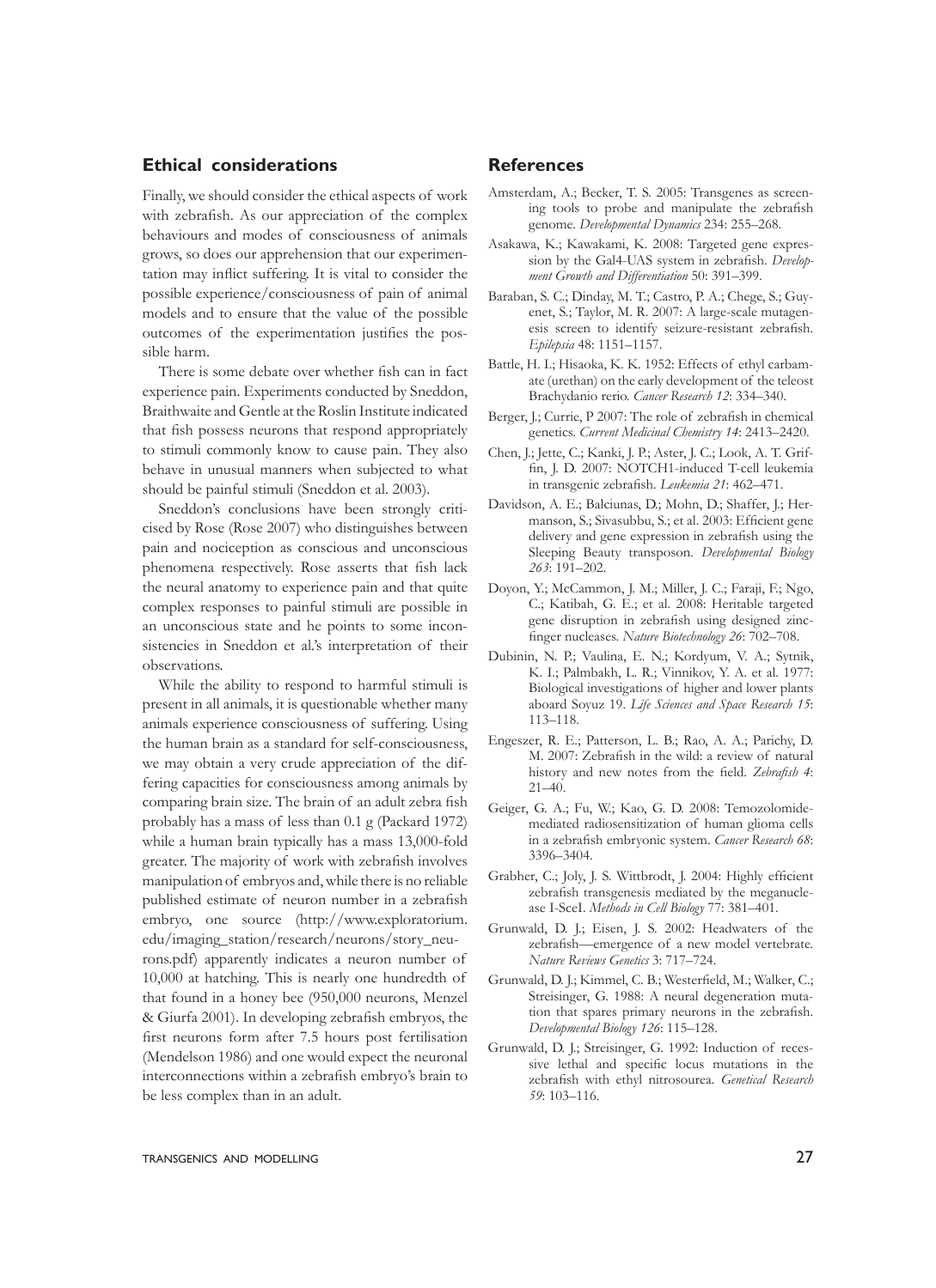## Ethical considerations

Finally, we should consider the ethical aspects of work with zebrafish. As our appreciation of the complex behaviours and modes of consciousness of animals grows, so does our apprehension that our experimentation may inflict suffering. It is vital to consider the possible experience/consciousness of pain of animal models and to ensure that the value of the possible outcomes of the experimentation justifies the possible harm.

There is some debate over whether fish can in fact experience pain. Experiments conducted by Sneddon, Braithwaite and Gentle at the Roslin Institute indicated that fish possess neurons that respond appropriately to stimuli commonly know to cause pain. They also behave in unusual manners when subjected to what should be painful stimuli (Sneddon et al. 2003).

Sneddon's conclusions have been strongly criticised by Rose (Rose 2007) who distinguishes between pain and nociception as conscious and unconscious phenomena respectively. Rose asserts that fish lack the neural anatomy to experience pain and that quite complex responses to painful stimuli are possible in an unconscious state and he points to some inconsistencies in Sneddon et al.'s interpretation of their observations.

While the ability to respond to harmful stimuli is present in all animals, it is questionable whether many animals experience consciousness of suffering. Using the human brain as a standard for self-consciousness, we may obtain a very crude appreciation of the differing capacities for consciousness among animals by comparing brain size. The brain of an adult zebra fish probably has a mass of less than 0.1 g (Packard 1972) while a human brain typically has a mass 13,000-fold greater. The majority of work with zebrafish involves manipulation of embryos and, while there is no reliable published estimate of neuron number in a zebrafish embryo, one source (http://www.exploratorium.edu/imaging_station/research/neurons/story_neurons.pdf) apparently indicates a neuron number of 10,000 at hatching. This is nearly one hundredth of that found in a honey bee (950,000 neurons, Menzel & Giurfa 2001). In developing zebrafish embryos, the first neurons form after 7.5 hours post fertilisation (Mendelson 1986) and one would expect the neuronal interconnections within a zebrafish embryo's brain to be less complex than in an adult.

## References

Amsterdam, A.; Becker, T. S. 2005: Transgenes as screening tools to probe and manipulate the zebrafish genome. *Developmental Dynamics* 234: 255–268.

Asakawa, K.; Kawakami, K. 2008: Targeted gene expression by the Gal4-UAS system in zebrafish. *Development Growth and Differentiation* 50: 391–399.

Baraban, S. C.; Dinday, M. T.; Castro, P. A.; Chege, S.; Guyenet, S.; Taylor, M. R. 2007: A large-scale mutagenesis screen to identify seizure-resistant zebrafish. *Epilepsia* 48: 1151–1157.

Battle, H. I.; Hisaoka, K. K. 1952: Effects of ethyl carbamate (urethan) on the early development of the teleost Brachydanio rerio. *Cancer Research 12*: 334–340.

Berger, J.; Currie, P 2007: The role of zebrafish in chemical genetics. *Current Medicinal Chemistry 14*: 2413–2420.

Chen, J.; Jette, C.; Kanki, J. P.; Aster, J. C.; Look, A. T. Griffin, J. D. 2007: NOTCH1-induced T-cell leukemia in transgenic zebrafish. *Leukemia 21*: 462–471.

Davidson, A. E.; Balciunas, D.; Mohn, D.; Shaffer, J.; Hermanson, S.; Sivasubbu, S.; et al. 2003: Efficient gene delivery and gene expression in zebrafish using the Sleeping Beauty transposon. *Developmental Biology 263*: 191–202.

Doyon, Y.; McCammon, J. M.; Miller, J. C.; Faraji, F.; Ngo, C.; Katibah, G. E.; et al. 2008: Heritable targeted gene disruption in zebrafish using designed zinc-finger nucleases. *Nature Biotechnology 26*: 702–708.

Dubinin, N. P.; Vaulina, E. N.; Kordyum, V. A.; Sytnik, K. I.; Palmbakh, L. R.; Vinnikov, Y. A. et al. 1977: Biological investigations of higher and lower plants aboard Soyuz 19. *Life Sciences and Space Research 15*: 113–118.

Engeszer, R. E.; Patterson, L. B.; Rao, A. A.; Parichy, D. M. 2007: Zebrafish in the wild: a review of natural history and new notes from the field. *Zebrafish 4*: 21–40.

Geiger, G. A.; Fu, W.; Kao, G. D. 2008: Temozolomide-mediated radiosensitization of human glioma cells in a zebrafish embryonic system. *Cancer Research 68*: 3396–3404.

Grabher, C.; Joly, J. S. Wittbrodt, J. 2004: Highly efficient zebrafish transgenesis mediated by the meganuclease I-SceI. *Methods in Cell Biology* 77: 381–401.

Grunwald, D. J.; Eisen, J. S. 2002: Headwaters of the zebrafish—emergence of a new model vertebrate. *Nature Reviews Genetics* 3: 717–724.

Grunwald, D. J.; Kimmel, C. B.; Westerfield, M.; Walker, C.; Streisinger, G. 1988: A neural degeneration mutation that spares primary neurons in the zebrafish. *Developmental Biology 126*: 115–128.

Grunwald, D. J.; Streisinger, G. 1992: Induction of recessive lethal and specific locus mutations in the zebrafish with ethyl nitrosourea. *Genetical Research 59*: 103–116.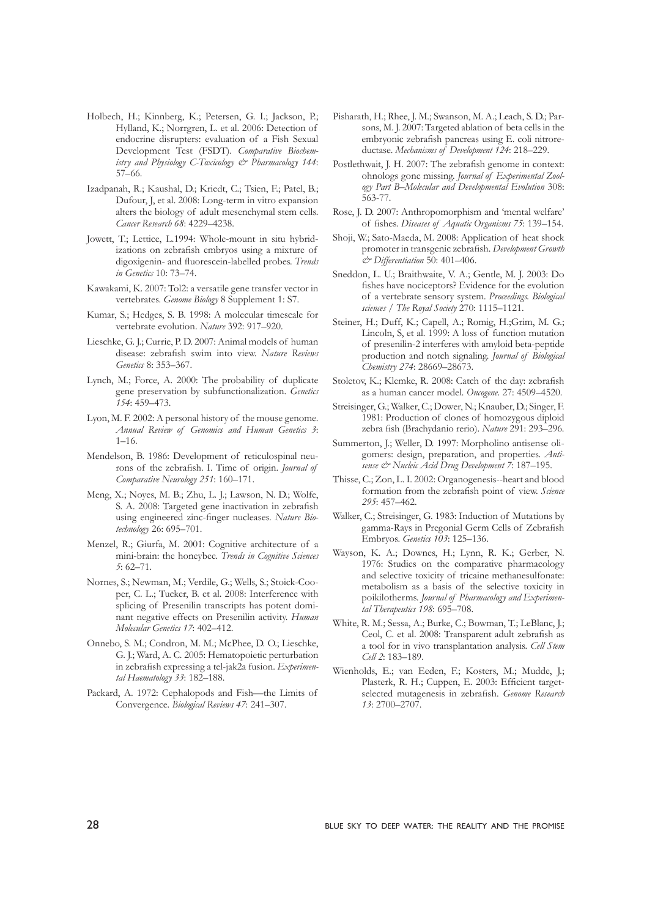Holbech, H.; Kinnberg, K.; Petersen, G. I.; Jackson, P.; Hylland, K.; Norrgren, L. et al. 2006: Detection of endocrine disrupters: evaluation of a Fish Sexual Development Test (FSDT). *Comparative Biochemistry and Physiology C-Toxicology & Pharmacology 144*: 57–66.

Izadpanah, R.; Kaushal, D.; Kriedt, C.; Tsien, F.; Patel, B.; Dufour, J, et al. 2008: Long-term in vitro expansion alters the biology of adult mesenchymal stem cells. *Cancer Research 68*: 4229–4238.

Jowett, T.; Lettice, L.1994: Whole-mount in situ hybridizations on zebrafish embryos using a mixture of digoxigenin- and fluorescein-labelled probes. *Trends in Genetics* 10: 73–74.

Kawakami, K. 2007: Tol2: a versatile gene transfer vector in vertebrates. *Genome Biology* 8 Supplement 1: S7.

Kumar, S.; Hedges, S. B. 1998: A molecular timescale for vertebrate evolution. *Nature* 392: 917–920.

Lieschke, G. J.; Currie, P. D. 2007: Animal models of human disease: zebrafish swim into view. *Nature Reviews Genetics* 8: 353–367.

Lynch, M.; Force, A. 2000: The probability of duplicate gene preservation by subfunctionalization. *Genetics 154*: 459–473.

Lyon, M. F. 2002: A personal history of the mouse genome. *Annual Review of Genomics and Human Genetics 3*: 1–16.

Mendelson, B. 1986: Development of reticulospinal neurons of the zebrafish. I. Time of origin. *Journal of Comparative Neurology 251*: 160–171.

Meng, X.; Noyes, M. B.; Zhu, L. J.; Lawson, N. D.; Wolfe, S. A. 2008: Targeted gene inactivation in zebrafish using engineered zinc-finger nucleases. *Nature Biotechnology* 26: 695–701.

Menzel, R.; Giurfa, M. 2001: Cognitive architecture of a mini-brain: the honeybee. *Trends in Cognitive Sciences 5*: 62–71.

Nornes, S.; Newman, M.; Verdile, G.; Wells, S.; Stoick-Cooper, C. L.; Tucker, B. et al. 2008: Interference with splicing of Presenilin transcripts has potent dominant negative effects on Presenilin activity. *Human Molecular Genetics 17*: 402–412.

Onnebo, S. M.; Condron, M. M.; McPhee, D. O.; Lieschke, G. J.; Ward, A. C. 2005: Hematopoietic perturbation in zebrafish expressing a tel-jak2a fusion. *Experimental Haematology 33*: 182–188.

Packard, A. 1972: Cephalopods and Fish—the Limits of Convergence. *Biological Reviews 47*: 241–307.

Pisharath, H.; Rhee, J. M.; Swanson, M. A.; Leach, S. D.; Parsons, M. J. 2007: Targeted ablation of beta cells in the embryonic zebrafish pancreas using E. coli nitroreductase. *Mechanisms of Development 124*: 218–229.

Postlethwait, J. H. 2007: The zebrafish genome in context: ohnologs gone missing. *Journal of Experimental Zoology Part B–Molecular and Developmental Evolution* 308: 563-77.

Rose, J. D. 2007: Anthropomorphism and 'mental welfare' of fishes. *Diseases of Aquatic Organisms 75*: 139–154.

Shoji, W.; Sato-Maeda, M. 2008: Application of heat shock promoter in transgenic zebrafish. *Development Growth & Differentiation* 50: 401–406.

Sneddon, L. U.; Braithwaite, V. A.; Gentle, M. J. 2003: Do fishes have nociceptors? Evidence for the evolution of a vertebrate sensory system. *Proceedings. Biological sciences / The Royal Society* 270: 1115–1121.

Steiner, H.; Duff, K.; Capell, A.; Romig, H.;Grim, M. G.; Lincoln, S, et al. 1999: A loss of function mutation of presenilin-2 interferes with amyloid beta-peptide production and notch signaling. *Journal of Biological Chemistry 274*: 28669–28673.

Stoletov, K.; Klemke, R. 2008: Catch of the day: zebrafish as a human cancer model. *Oncogene*. 27: 4509–4520.

Streisinger, G.; Walker, C.; Dower, N.; Knauber, D.; Singer, F. 1981: Production of clones of homozygous diploid zebra fish (Brachydanio rerio). *Nature* 291: 293–296.

Summerton, J.; Weller, D. 1997: Morpholino antisense oligomers: design, preparation, and properties. *Antisense & Nucleic Acid Drug Development 7*: 187–195.

Thisse, C.; Zon, L. I. 2002: Organogenesis--heart and blood formation from the zebrafish point of view. *Science 295*: 457–462.

Walker, C.; Streisinger, G. 1983: Induction of Mutations by gamma-Rays in Pregonial Germ Cells of Zebrafish Embryos. *Genetics 103*: 125–136.

Wayson, K. A.; Downes, H.; Lynn, R. K.; Gerber, N. 1976: Studies on the comparative pharmacology and selective toxicity of tricaine methanesulfonate: metabolism as a basis of the selective toxicity in poikilotherms. *Journal of Pharmacology and Experimental Therapeutics 198*: 695–708.

White, R. M.; Sessa, A.; Burke, C.; Bowman, T.; LeBlanc, J.; Ceol, C. et al. 2008: Transparent adult zebrafish as a tool for in vivo transplantation analysis. *Cell Stem Cell 2*: 183–189.

Wienholds, E.; van Eeden, F.; Kosters, M.; Mudde, J.; Plasterk, R. H.; Cuppen, E. 2003: Efficient target-selected mutagenesis in zebrafish. *Genome Research 13*: 2700–2707.